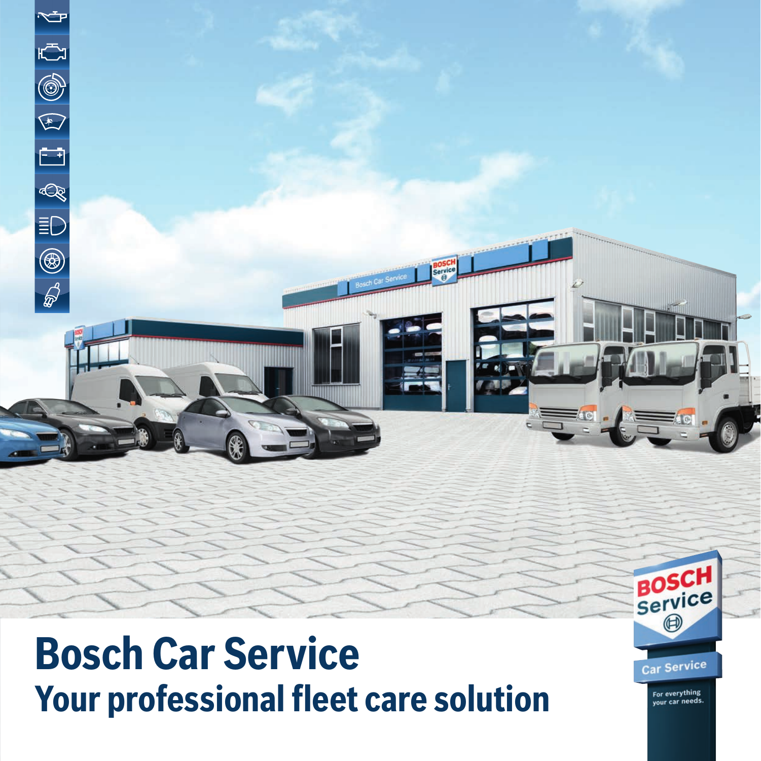# Bosch Car Service

## Your professional fleet care solution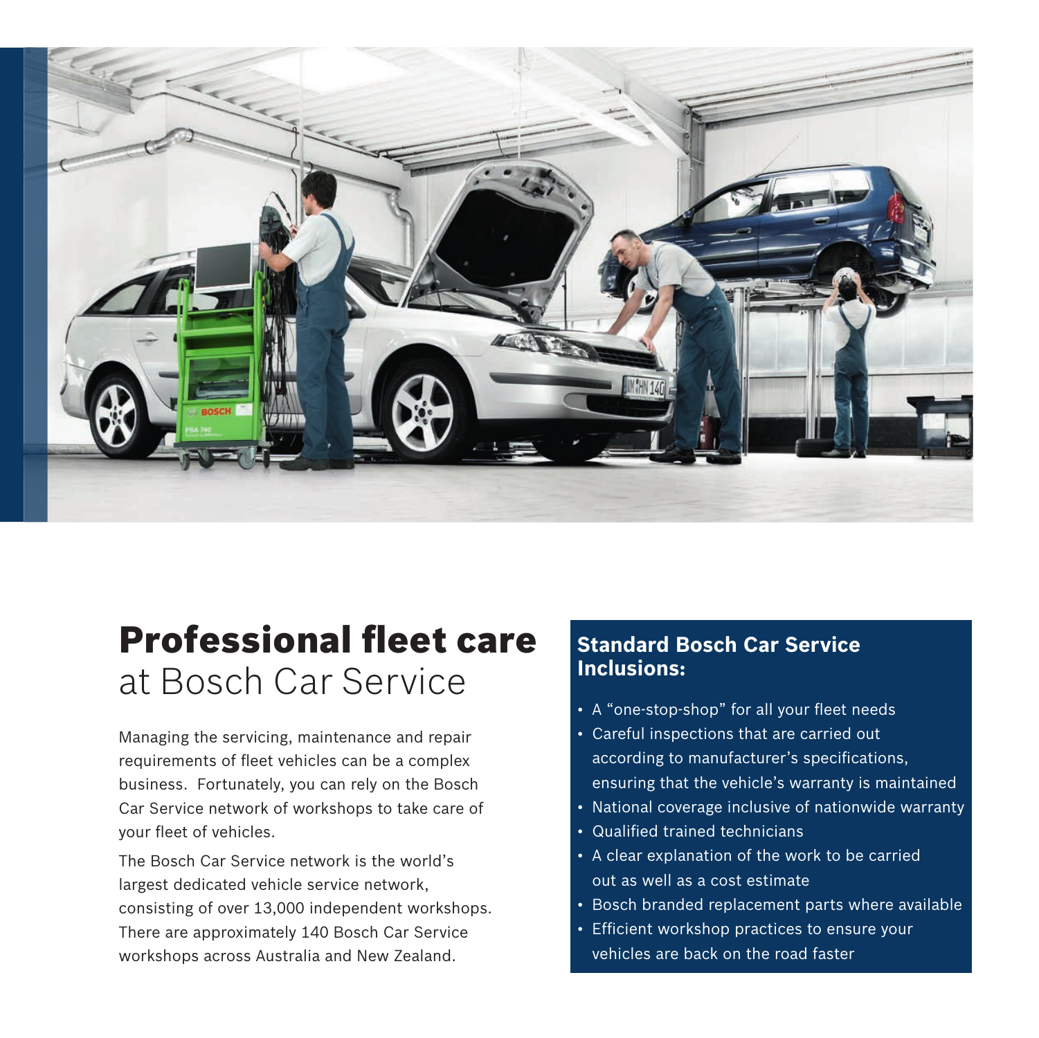# **Professional fleet care** at Bosch Car Service

Managing the servicing, maintenance and repair requirements of fleet vehicles can be a complex business. Fortunately, you can rely on the Bosch Car Service network of workshops to take care of your fleet of vehicles.

The Bosch Car Service network is the world's largest dedicated vehicle service network, consisting of over 13,000 independent workshops. There are approximately 140 Bosch Car Service workshops across Australia and New Zealand.

## Standard Bosch Car Service Inclusions:

- A "one-stop-shop" for all your fleet needs
- Careful inspections that are carried out according to manufacturer's specifications, ensuring that the vehicle's warranty is maintained
- National coverage inclusive of nationwide warranty
- Qualified trained technicians
- A clear explanation of the work to be carried out as well as a cost estimate
- Bosch branded replacement parts where available
- Efficient workshop practices to ensure your vehicles are back on the road faster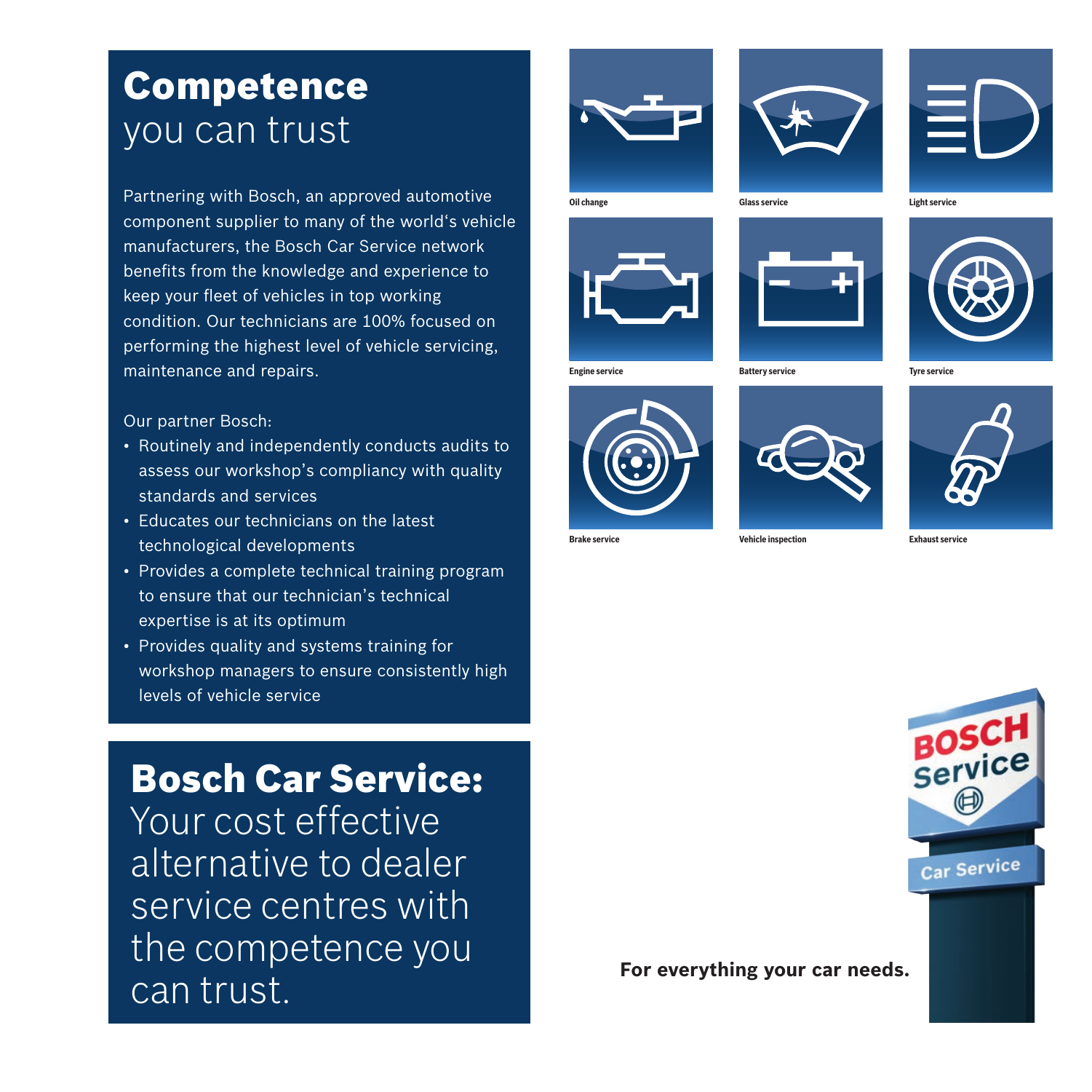# **Competence** you can trust

Partnering with Bosch, an approved automotive component supplier to many of the world‘s vehicle manufacturers, the Bosch Car Service network benefits from the knowledge and experience to keep your fleet of vehicles in top working condition. Our technicians are 100% focused on performing the highest level of vehicle servicing, maintenance and repairs.

Our partner Bosch:

- Routinely and independently conducts audits to assess our workshop’s compliancy with quality standards and services
- Educates our technicians on the latest technological developments
- Provides a complete technical training program to ensure that our technician’s technical expertise is at its optimum
- Provides quality and systems training for workshop managers to ensure consistently high levels of vehicle service

**Oil change** · **Glass service** · **Light service**

**Engine service** · **Battery service** · **Tyre service**

**Brake service** · **Vehicle inspection** · **Exhaust service**

# **Bosch Car Service:** Your cost effective alternative to dealer service centres with the competence you can trust.

**For everything your car needs.**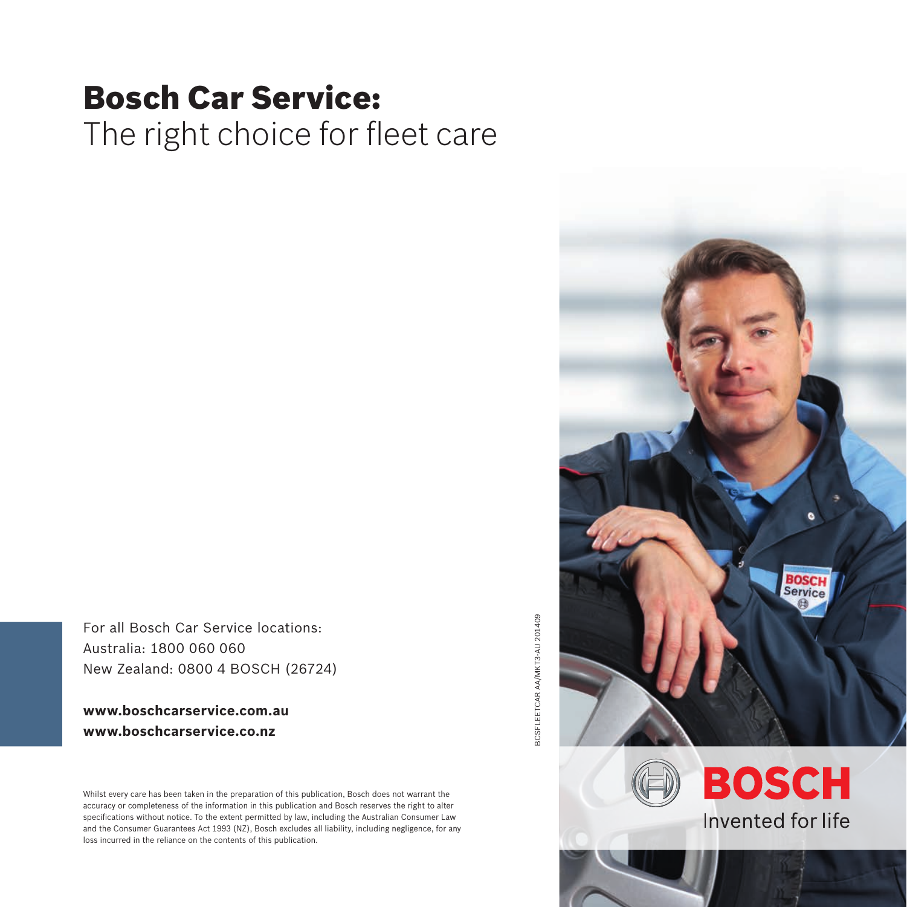# Bosch Car Service:
The right choice for fleet care

For all Bosch Car Service locations:
Australia: 1800 060 060
New Zealand: 0800 4 BOSCH (26724)

**www.boschcarservice.com.au**
**www.boschcarservice.co.nz**

Whilst every care has been taken in the preparation of this publication, Bosch does not warrant the accuracy or completeness of the information in this publication and Bosch reserves the right to alter specifications without notice. To the extent permitted by law, including the Australian Consumer Law and the Consumer Guarantees Act 1993 (NZ), Bosch excludes all liability, including negligence, for any loss incurred in the reliance on the contents of this publication.

BCSFLEETCAR AA/MKT3-AU 201409

BOSCH
Invented for life